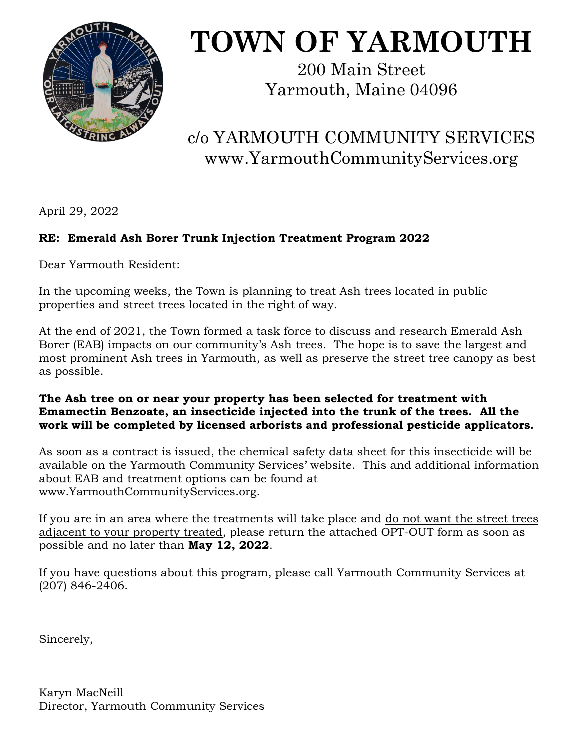# TOWN OF YARMOUTH

200 Main Street
Yarmouth, Maine 04096

c/o YARMOUTH COMMUNITY SERVICES
www.YarmouthCommunityServices.org

April 29, 2022

**RE: Emerald Ash Borer Trunk Injection Treatment Program 2022**

Dear Yarmouth Resident:

In the upcoming weeks, the Town is planning to treat Ash trees located in public properties and street trees located in the right of way.

At the end of 2021, the Town formed a task force to discuss and research Emerald Ash Borer (EAB) impacts on our community's Ash trees. The hope is to save the largest and most prominent Ash trees in Yarmouth, as well as preserve the street tree canopy as best as possible.

**The Ash tree on or near your property has been selected for treatment with Emamectin Benzoate, an insecticide injected into the trunk of the trees. All the work will be completed by licensed arborists and professional pesticide applicators.**

As soon as a contract is issued, the chemical safety data sheet for this insecticide will be available on the Yarmouth Community Services' website. This and additional information about EAB and treatment options can be found at www.YarmouthCommunityServices.org.

If you are in an area where the treatments will take place and do not want the street trees adjacent to your property treated, please return the attached OPT-OUT form as soon as possible and no later than **May 12, 2022**.

If you have questions about this program, please call Yarmouth Community Services at (207) 846-2406.

Sincerely,

Karyn MacNeill
Director, Yarmouth Community Services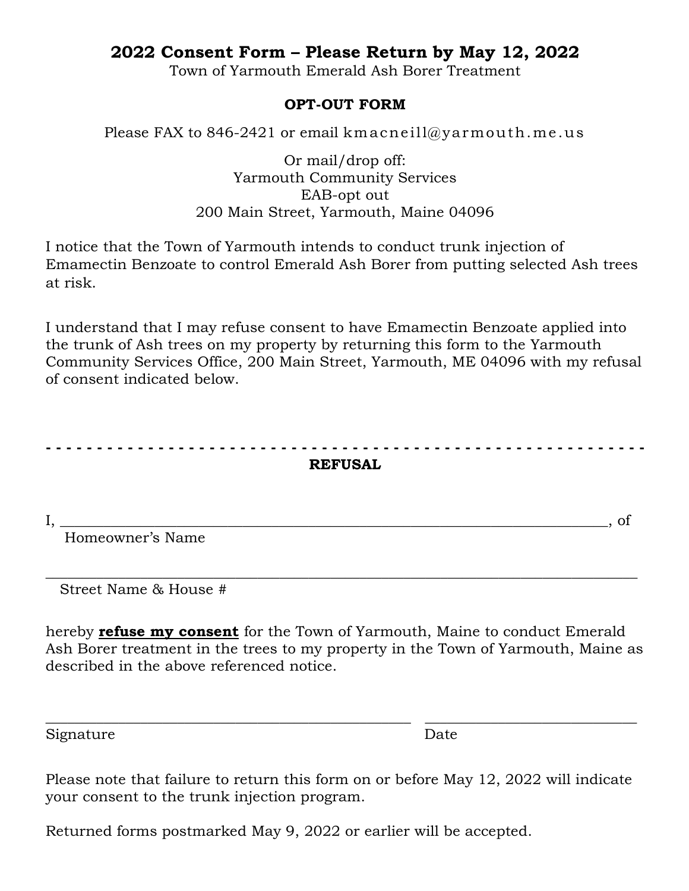# 2022 Consent Form – Please Return by May 12, 2022

Town of Yarmouth Emerald Ash Borer Treatment

**OPT-OUT FORM**

Please FAX to 846-2421 or email kmacneill@yarmouth.me.us

Or mail/drop off:
Yarmouth Community Services
EAB-opt out
200 Main Street, Yarmouth, Maine 04096

I notice that the Town of Yarmouth intends to conduct trunk injection of Emamectin Benzoate to control Emerald Ash Borer from putting selected Ash trees at risk.

I understand that I may refuse consent to have Emamectin Benzoate applied into the trunk of Ash trees on my property by returning this form to the Yarmouth Community Services Office, 200 Main Street, Yarmouth, ME 04096 with my refusal of consent indicated below.

- - - - - - - - - - - - - - - - - - - - - - - - - - - - - - - - - - - - - - - - - - - - - - - - - - - - - - - - - - - - -

**REFUSAL**

I, ______________________________________________________________________, of
Homeowner's Name

______________________________________________________________________________
Street Name & House #

hereby **refuse my consent** for the Town of Yarmouth, Maine to conduct Emerald Ash Borer treatment in the trees to my property in the Town of Yarmouth, Maine as described in the above referenced notice.

_______________________________________________ ____________________________
Signature Date

Please note that failure to return this form on or before May 12, 2022 will indicate your consent to the trunk injection program.

Returned forms postmarked May 9, 2022 or earlier will be accepted.